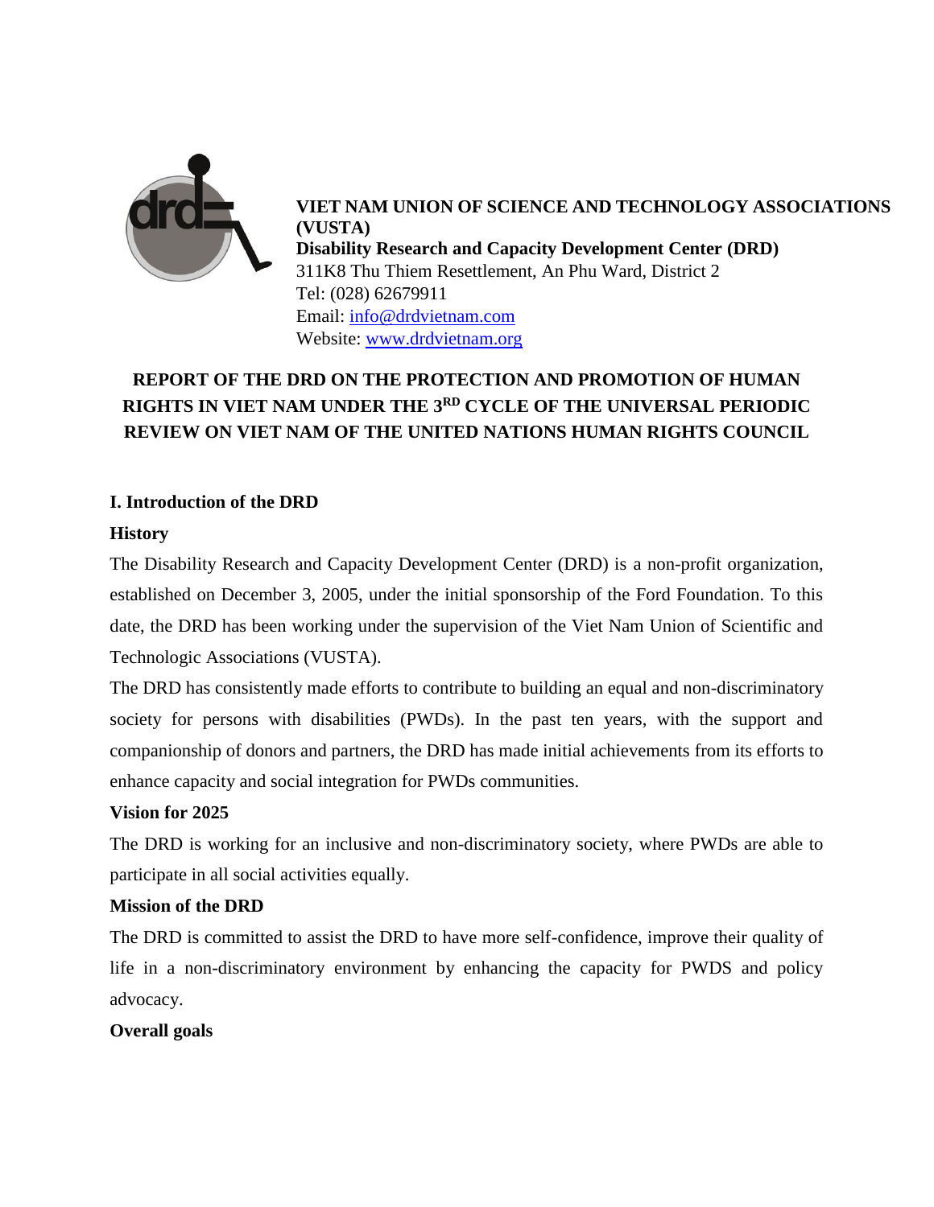**VIET NAM UNION OF SCIENCE AND TECHNOLOGY ASSOCIATIONS (VUSTA)**
**Disability Research and Capacity Development Center (DRD)**
311K8 Thu Thiem Resettlement, An Phu Ward, District 2
Tel: (028) 62679911
Email: info@drdvietnam.com
Website: www.drdvietnam.org

# REPORT OF THE DRD ON THE PROTECTION AND PROMOTION OF HUMAN RIGHTS IN VIET NAM UNDER THE 3RD CYCLE OF THE UNIVERSAL PERIODIC REVIEW ON VIET NAM OF THE UNITED NATIONS HUMAN RIGHTS COUNCIL

## I. Introduction of the DRD

### History

The Disability Research and Capacity Development Center (DRD) is a non-profit organization, established on December 3, 2005, under the initial sponsorship of the Ford Foundation. To this date, the DRD has been working under the supervision of the Viet Nam Union of Scientific and Technologic Associations (VUSTA).

The DRD has consistently made efforts to contribute to building an equal and non-discriminatory society for persons with disabilities (PWDs). In the past ten years, with the support and companionship of donors and partners, the DRD has made initial achievements from its efforts to enhance capacity and social integration for PWDs communities.

### Vision for 2025

The DRD is working for an inclusive and non-discriminatory society, where PWDs are able to participate in all social activities equally.

### Mission of the DRD

The DRD is committed to assist the DRD to have more self-confidence, improve their quality of life in a non-discriminatory environment by enhancing the capacity for PWDS and policy advocacy.

### Overall goals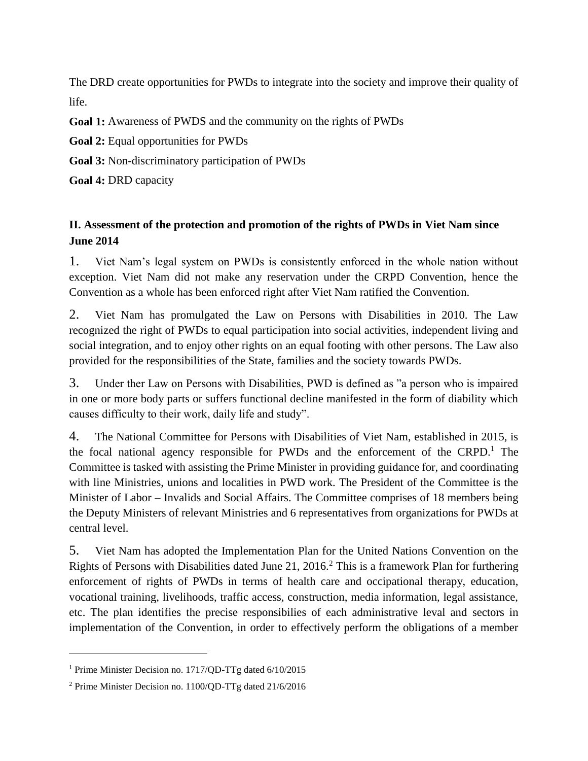The DRD create opportunities for PWDs to integrate into the society and improve their quality of life.

**Goal 1:** Awareness of PWDS and the community on the rights of PWDs

**Goal 2:** Equal opportunities for PWDs

**Goal 3:** Non-discriminatory participation of PWDs

**Goal 4:** DRD capacity

## II. Assessment of the protection and promotion of the rights of PWDs in Viet Nam since June 2014

1. Viet Nam's legal system on PWDs is consistently enforced in the whole nation without exception. Viet Nam did not make any reservation under the CRPD Convention, hence the Convention as a whole has been enforced right after Viet Nam ratified the Convention.

2. Viet Nam has promulgated the Law on Persons with Disabilities in 2010. The Law recognized the right of PWDs to equal participation into social activities, independent living and social integration, and to enjoy other rights on an equal footing with other persons. The Law also provided for the responsibilities of the State, families and the society towards PWDs.

3. Under ther Law on Persons with Disabilities, PWD is defined as "a person who is impaired in one or more body parts or suffers functional decline manifested in the form of diability which causes difficulty to their work, daily life and study".

4. The National Committee for Persons with Disabilities of Viet Nam, established in 2015, is the focal national agency responsible for PWDs and the enforcement of the CRPD.[1] The Committee is tasked with assisting the Prime Minister in providing guidance for, and coordinating with line Ministries, unions and localities in PWD work. The President of the Committee is the Minister of Labor – Invalids and Social Affairs. The Committee comprises of 18 members being the Deputy Ministers of relevant Ministries and 6 representatives from organizations for PWDs at central level.

5. Viet Nam has adopted the Implementation Plan for the United Nations Convention on the Rights of Persons with Disabilities dated June 21, 2016.[2] This is a framework Plan for furthering enforcement of rights of PWDs in terms of health care and occipational therapy, education, vocational training, livelihoods, traffic access, construction, media information, legal assistance, etc. The plan identifies the precise responsibilies of each administrative leval and sectors in implementation of the Convention, in order to effectively perform the obligations of a member

---

[1] Prime Minister Decision no. 1717/QD-TTg dated 6/10/2015

[2] Prime Minister Decision no. 1100/QD-TTg dated 21/6/2016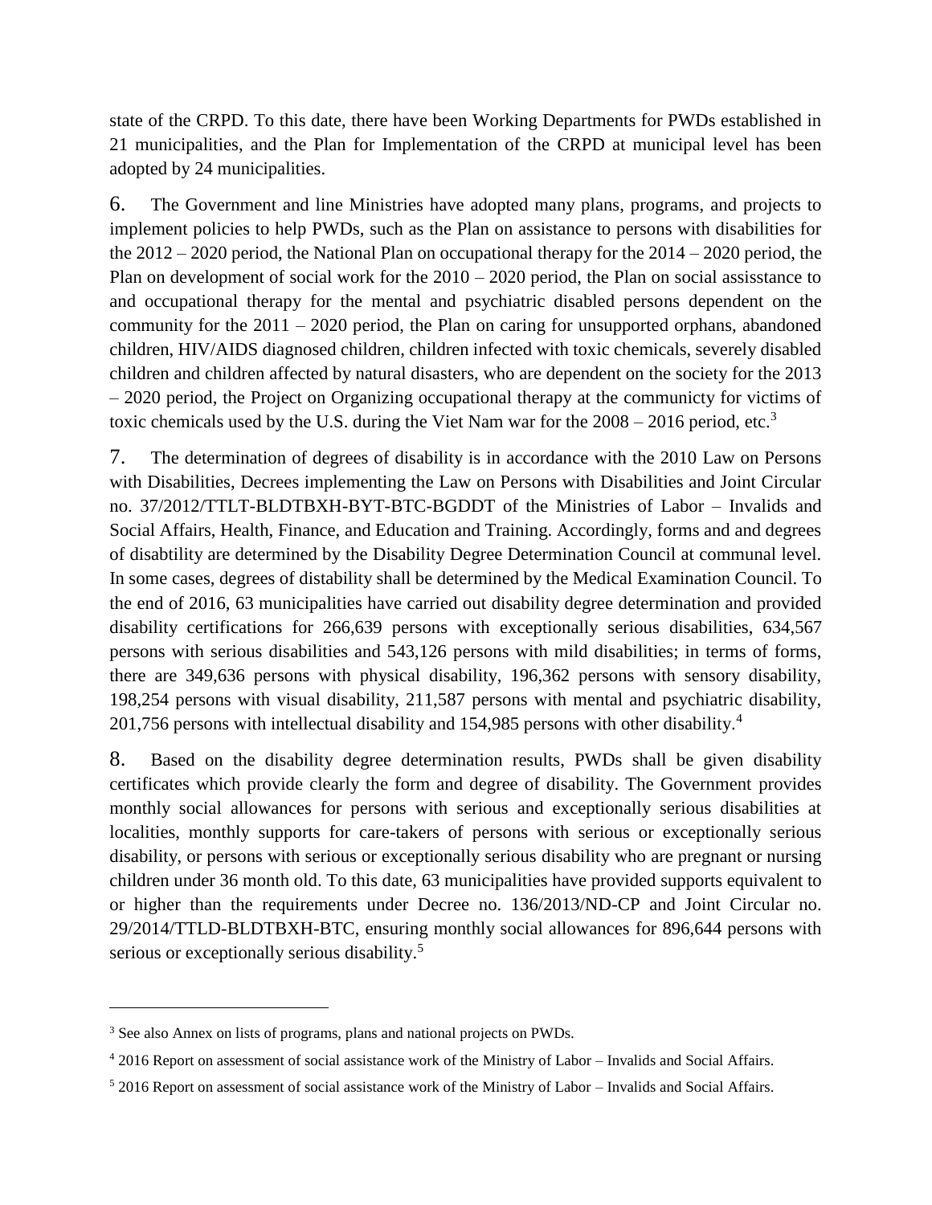state of the CRPD. To this date, there have been Working Departments for PWDs established in 21 municipalities, and the Plan for Implementation of the CRPD at municipal level has been adopted by 24 municipalities.

6. The Government and line Ministries have adopted many plans, programs, and projects to implement policies to help PWDs, such as the Plan on assistance to persons with disabilities for the 2012 – 2020 period, the National Plan on occupational therapy for the 2014 – 2020 period, the Plan on development of social work for the 2010 – 2020 period, the Plan on social assisstance to and occupational therapy for the mental and psychiatric disabled persons dependent on the community for the 2011 – 2020 period, the Plan on caring for unsupported orphans, abandoned children, HIV/AIDS diagnosed children, children infected with toxic chemicals, severely disabled children and children affected by natural disasters, who are dependent on the society for the 2013 – 2020 period, the Project on Organizing occupational therapy at the communicty for victims of toxic chemicals used by the U.S. during the Viet Nam war for the 2008 – 2016 period, etc.[3]

7. The determination of degrees of disability is in accordance with the 2010 Law on Persons with Disabilities, Decrees implementing the Law on Persons with Disabilities and Joint Circular no. 37/2012/TTLT-BLDTBXH-BYT-BTC-BGDDT of the Ministries of Labor – Invalids and Social Affairs, Health, Finance, and Education and Training. Accordingly, forms and and degrees of disabtility are determined by the Disability Degree Determination Council at communal level. In some cases, degrees of distability shall be determined by the Medical Examination Council. To the end of 2016, 63 municipalities have carried out disability degree determination and provided disability certifications for 266,639 persons with exceptionally serious disabilities, 634,567 persons with serious disabilities and 543,126 persons with mild disabilities; in terms of forms, there are 349,636 persons with physical disability, 196,362 persons with sensory disability, 198,254 persons with visual disability, 211,587 persons with mental and psychiatric disability, 201,756 persons with intellectual disability and 154,985 persons with other disability.[4]

8. Based on the disability degree determination results, PWDs shall be given disability certificates which provide clearly the form and degree of disability. The Government provides monthly social allowances for persons with serious and exceptionally serious disabilities at localities, monthly supports for care-takers of persons with serious or exceptionally serious disability, or persons with serious or exceptionally serious disability who are pregnant or nursing children under 36 month old. To this date, 63 municipalities have provided supports equivalent to or higher than the requirements under Decree no. 136/2013/ND-CP and Joint Circular no. 29/2014/TTLD-BLDTBXH-BTC, ensuring monthly social allowances for 896,644 persons with serious or exceptionally serious disability.[5]

---

[3] See also Annex on lists of programs, plans and national projects on PWDs.

[4] 2016 Report on assessment of social assistance work of the Ministry of Labor – Invalids and Social Affairs.

[5] 2016 Report on assessment of social assistance work of the Ministry of Labor – Invalids and Social Affairs.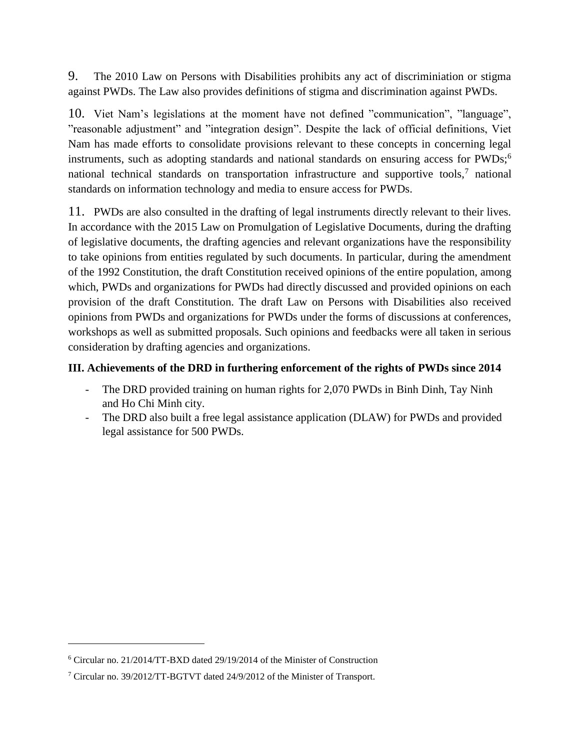9. The 2010 Law on Persons with Disabilities prohibits any act of discriminiation or stigma against PWDs. The Law also provides definitions of stigma and discrimination against PWDs.

10. Viet Nam's legislations at the moment have not defined "communication", "language", "reasonable adjustment" and "integration design". Despite the lack of official definitions, Viet Nam has made efforts to consolidate provisions relevant to these concepts in concerning legal instruments, such as adopting standards and national standards on ensuring access for PWDs;[6] national technical standards on transportation infrastructure and supportive tools,[7] national standards on information technology and media to ensure access for PWDs.

11. PWDs are also consulted in the drafting of legal instruments directly relevant to their lives. In accordance with the 2015 Law on Promulgation of Legislative Documents, during the drafting of legislative documents, the drafting agencies and relevant organizations have the responsibility to take opinions from entities regulated by such documents. In particular, during the amendment of the 1992 Constitution, the draft Constitution received opinions of the entire population, among which, PWDs and organizations for PWDs had directly discussed and provided opinions on each provision of the draft Constitution. The draft Law on Persons with Disabilities also received opinions from PWDs and organizations for PWDs under the forms of discussions at conferences, workshops as well as submitted proposals. Such opinions and feedbacks were all taken in serious consideration by drafting agencies and organizations.

**III. Achievements of the DRD in furthering enforcement of the rights of PWDs since 2014**

- The DRD provided training on human rights for 2,070 PWDs in Binh Dinh, Tay Ninh and Ho Chi Minh city.
- The DRD also built a free legal assistance application (DLAW) for PWDs and provided legal assistance for 500 PWDs.

[6] Circular no. 21/2014/TT-BXD dated 29/19/2014 of the Minister of Construction

[7] Circular no. 39/2012/TT-BGTVT dated 24/9/2012 of the Minister of Transport.